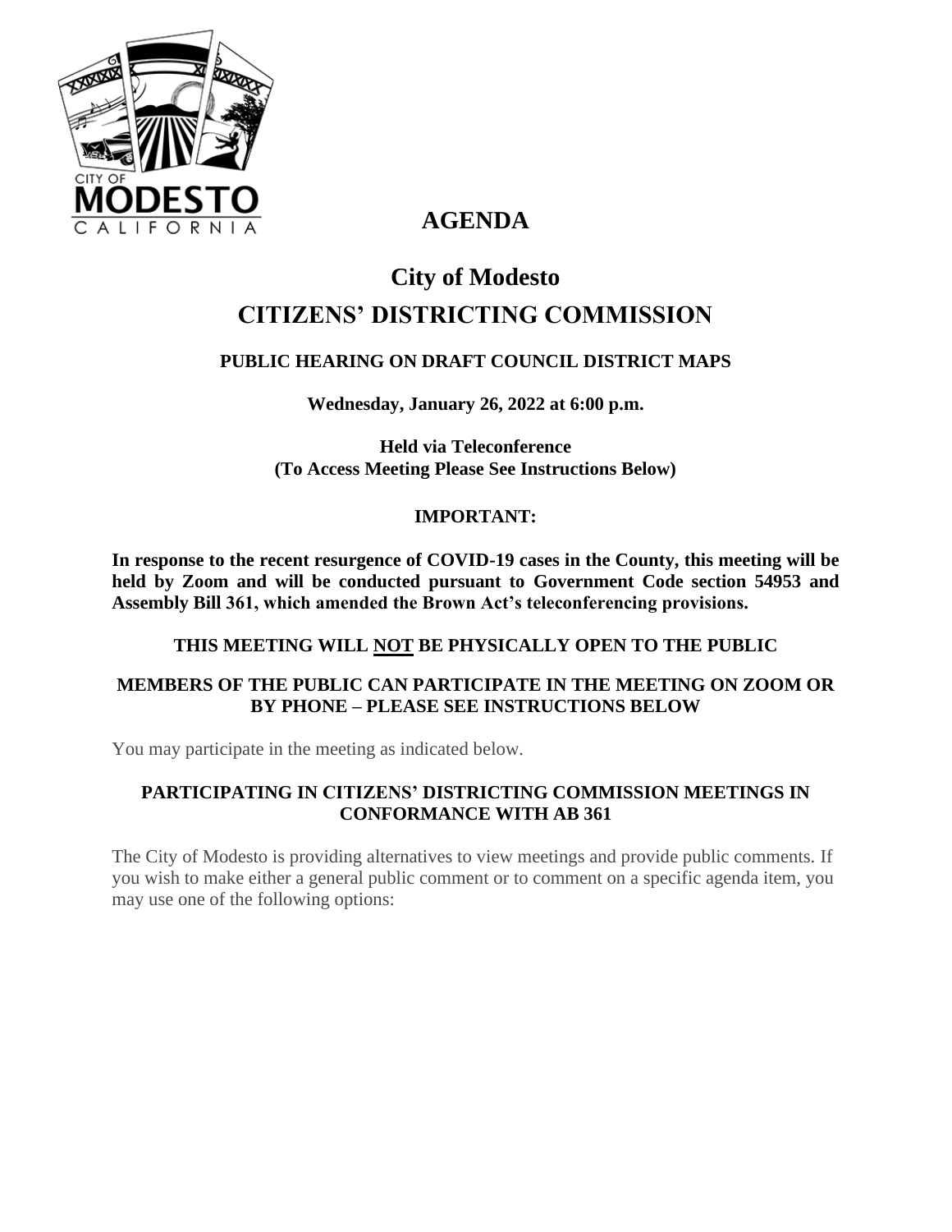# AGENDA

## City of Modesto

## CITIZENS' DISTRICTING COMMISSION

### PUBLIC HEARING ON DRAFT COUNCIL DISTRICT MAPS

**Wednesday, January 26, 2022 at 6:00 p.m.**

**Held via Teleconference**
**(To Access Meeting Please See Instructions Below)**

**IMPORTANT:**

**In response to the recent resurgence of COVID-19 cases in the County, this meeting will be held by Zoom and will be conducted pursuant to Government Code section 54953 and Assembly Bill 361, which amended the Brown Act's teleconferencing provisions.**

**THIS MEETING WILL NOT BE PHYSICALLY OPEN TO THE PUBLIC**

**MEMBERS OF THE PUBLIC CAN PARTICIPATE IN THE MEETING ON ZOOM OR BY PHONE – PLEASE SEE INSTRUCTIONS BELOW**

You may participate in the meeting as indicated below.

**PARTICIPATING IN CITIZENS' DISTRICTING COMMISSION MEETINGS IN CONFORMANCE WITH AB 361**

The City of Modesto is providing alternatives to view meetings and provide public comments. If you wish to make either a general public comment or to comment on a specific agenda item, you may use one of the following options: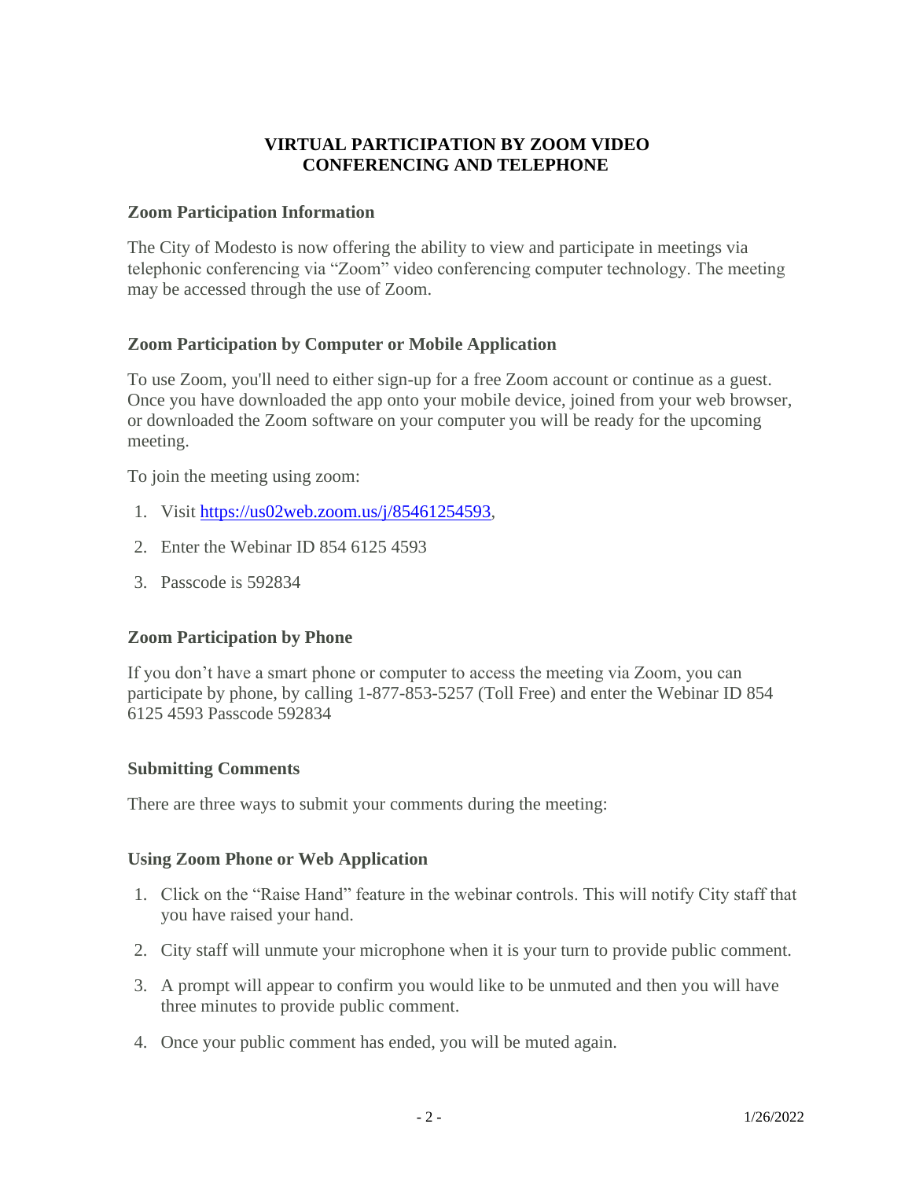## VIRTUAL PARTICIPATION BY ZOOM VIDEO CONFERENCING AND TELEPHONE

### Zoom Participation Information

The City of Modesto is now offering the ability to view and participate in meetings via telephonic conferencing via "Zoom" video conferencing computer technology. The meeting may be accessed through the use of Zoom.

### Zoom Participation by Computer or Mobile Application

To use Zoom, you'll need to either sign-up for a free Zoom account or continue as a guest. Once you have downloaded the app onto your mobile device, joined from your web browser, or downloaded the Zoom software on your computer you will be ready for the upcoming meeting.

To join the meeting using zoom:

1. Visit https://us02web.zoom.us/j/85461254593,
2. Enter the Webinar ID 854 6125 4593
3. Passcode is 592834

### Zoom Participation by Phone

If you don't have a smart phone or computer to access the meeting via Zoom, you can participate by phone, by calling 1-877-853-5257 (Toll Free) and enter the Webinar ID 854 6125 4593 Passcode 592834

### Submitting Comments

There are three ways to submit your comments during the meeting:

### Using Zoom Phone or Web Application

1. Click on the "Raise Hand" feature in the webinar controls. This will notify City staff that you have raised your hand.
2. City staff will unmute your microphone when it is your turn to provide public comment.
3. A prompt will appear to confirm you would like to be unmuted and then you will have three minutes to provide public comment.
4. Once your public comment has ended, you will be muted again.

1/26/2022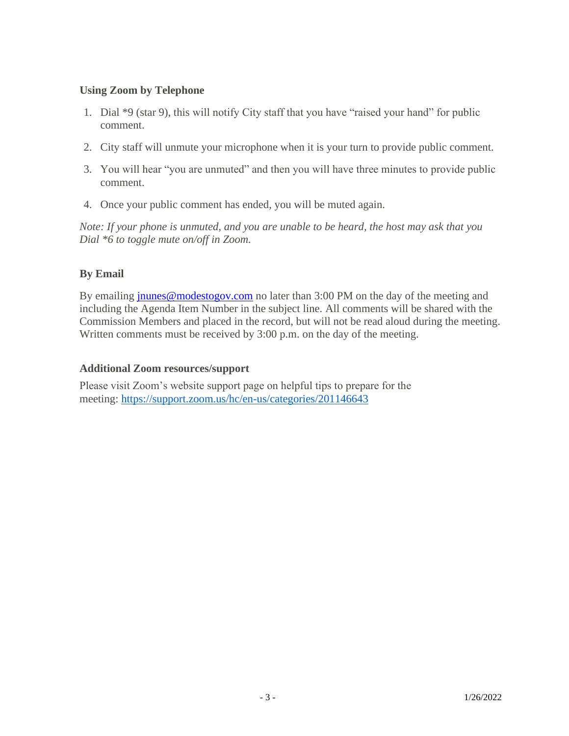### Using Zoom by Telephone

1. Dial *9 (star 9), this will notify City staff that you have "raised your hand" for public comment.
2. City staff will unmute your microphone when it is your turn to provide public comment.
3. You will hear "you are unmuted" and then you will have three minutes to provide public comment.
4. Once your public comment has ended, you will be muted again.

*Note: If your phone is unmuted, and you are unable to be heard, the host may ask that you Dial *6 to toggle mute on/off in Zoom.*

### By Email

By emailing [jnunes@modestogov.com](mailto:jnunes@modestogov.com) no later than 3:00 PM on the day of the meeting and including the Agenda Item Number in the subject line. All comments will be shared with the Commission Members and placed in the record, but will not be read aloud during the meeting. Written comments must be received by 3:00 p.m. on the day of the meeting.

### Additional Zoom resources/support

Please visit Zoom's website support page on helpful tips to prepare for the meeting: [https://support.zoom.us/hc/en-us/categories/201146643](https://support.zoom.us/hc/en-us/categories/201146643)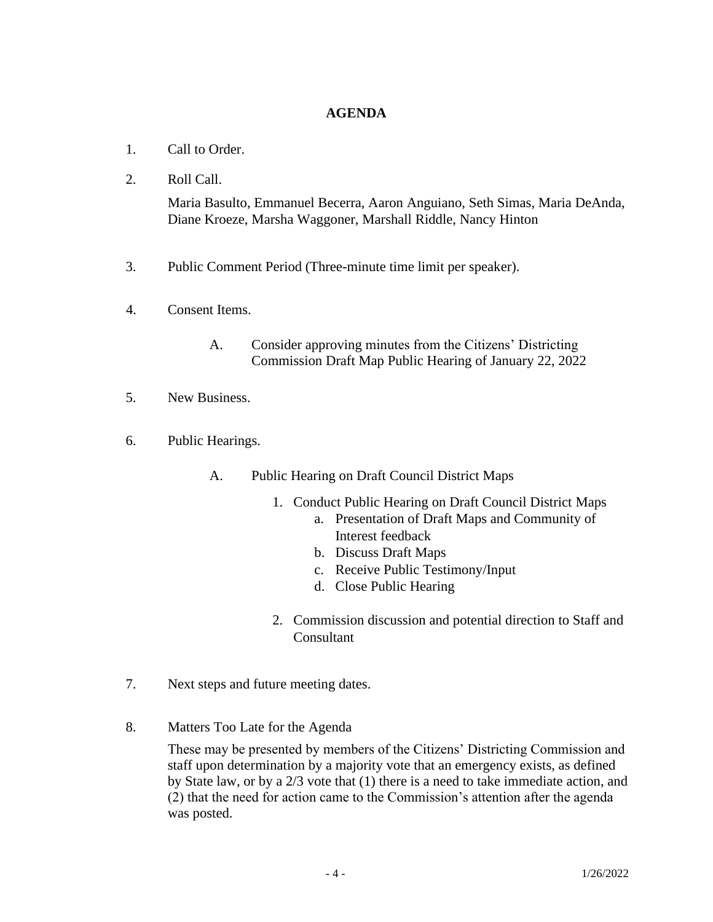# AGENDA

1. Call to Order.

2. Roll Call.

   Maria Basulto, Emmanuel Becerra, Aaron Anguiano, Seth Simas, Maria DeAnda, Diane Kroeze, Marsha Waggoner, Marshall Riddle, Nancy Hinton

3. Public Comment Period (Three-minute time limit per speaker).

4. Consent Items.

   A. Consider approving minutes from the Citizens' Districting Commission Draft Map Public Hearing of January 22, 2022

5. New Business.

6. Public Hearings.

   A. Public Hearing on Draft Council District Maps

      1. Conduct Public Hearing on Draft Council District Maps
         a. Presentation of Draft Maps and Community of Interest feedback
         b. Discuss Draft Maps
         c. Receive Public Testimony/Input
         d. Close Public Hearing

      2. Commission discussion and potential direction to Staff and Consultant

7. Next steps and future meeting dates.

8. Matters Too Late for the Agenda

   These may be presented by members of the Citizens' Districting Commission and staff upon determination by a majority vote that an emergency exists, as defined by State law, or by a 2/3 vote that (1) there is a need to take immediate action, and (2) that the need for action came to the Commission's attention after the agenda was posted.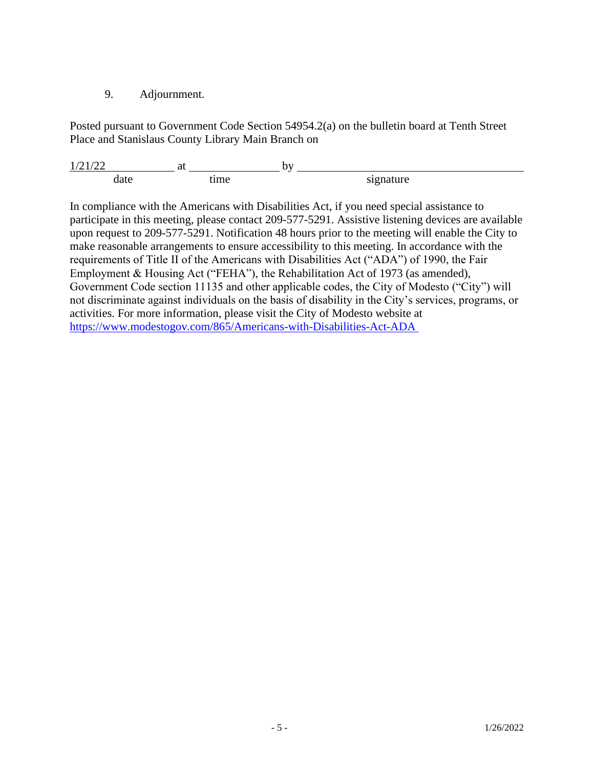9. Adjournment.

Posted pursuant to Government Code Section 54954.2(a) on the bulletin board at Tenth Street Place and Stanislaus County Library Main Branch on

1/21/22 ____________ at ________________ by ________________________________________

date time signature

In compliance with the Americans with Disabilities Act, if you need special assistance to participate in this meeting, please contact 209-577-5291. Assistive listening devices are available upon request to 209-577-5291. Notification 48 hours prior to the meeting will enable the City to make reasonable arrangements to ensure accessibility to this meeting. In accordance with the requirements of Title II of the Americans with Disabilities Act ("ADA") of 1990, the Fair Employment & Housing Act ("FEHA"), the Rehabilitation Act of 1973 (as amended), Government Code section 11135 and other applicable codes, the City of Modesto ("City") will not discriminate against individuals on the basis of disability in the City's services, programs, or activities. For more information, please visit the City of Modesto website at https://www.modestogov.com/865/Americans-with-Disabilities-Act-ADA